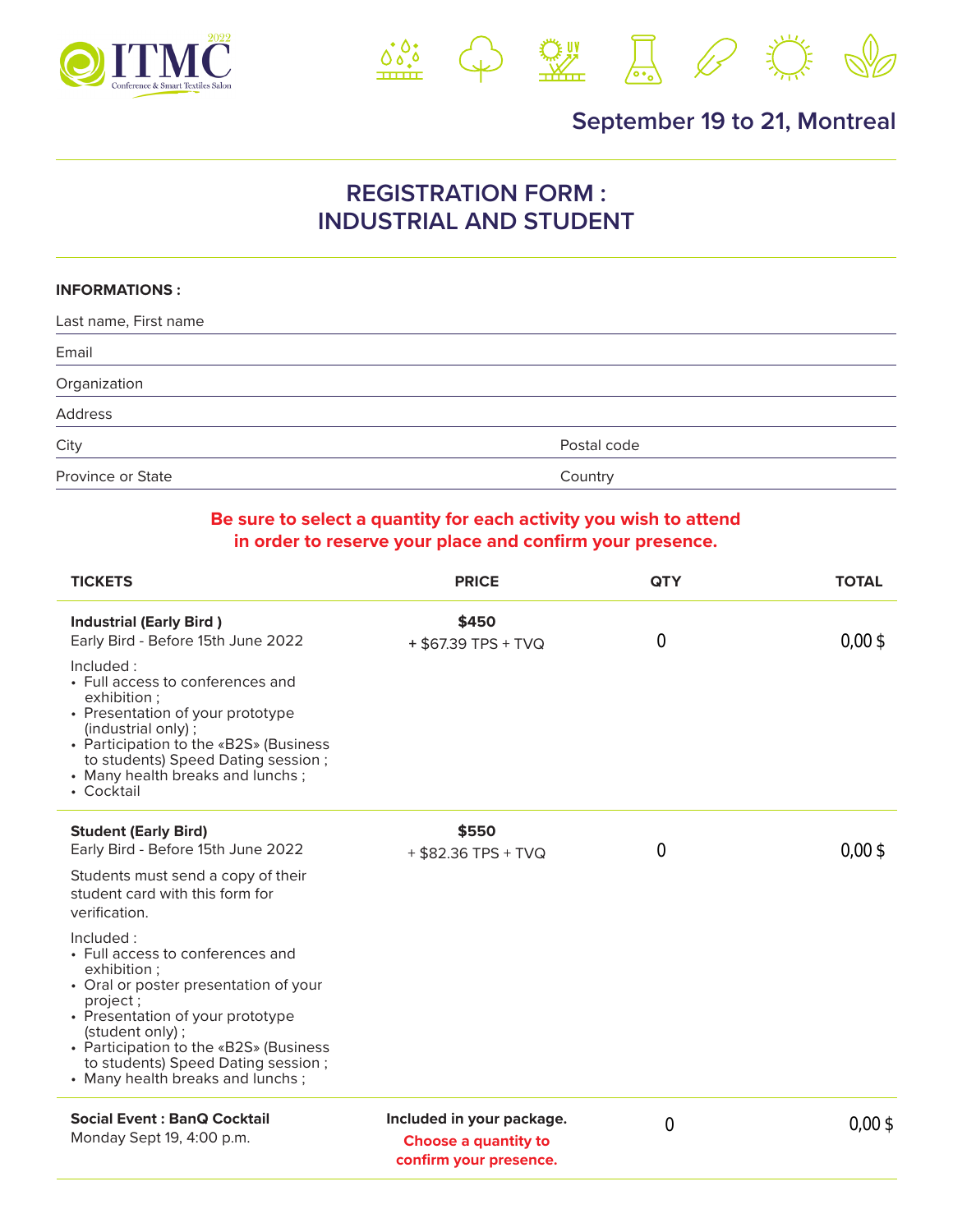ITMC 2022
Conference & Smart Textiles Salon

September 19 to 21, Montreal

# REGISTRATION FORM : INDUSTRIAL AND STUDENT

**INFORMATIONS :**

Last name, First name

Email

Organization

Address

City | Postal code

Province or State | Country

**Be sure to select a quantity for each activity you wish to attend in order to reserve your place and confirm your presence.**

| TICKETS | PRICE | QTY | TOTAL |
|---|---|---|---|
| **Industrial (Early Bird )**<br>Early Bird - Before 15th June 2022<br>Included :<br>• Full access to conferences and exhibition ;<br>• Presentation of your prototype (industrial only) ;<br>• Participation to the «B2S» (Business to students) Speed Dating session ;<br>• Many health breaks and lunchs ;<br>• Cocktail | **$450**<br>+ $67.39 TPS + TVQ | 0 | 0,00 $ |
| **Student (Early Bird)**<br>Early Bird - Before 15th June 2022<br>Students must send a copy of their student card with this form for verification.<br>Included :<br>• Full access to conferences and exhibition ;<br>• Oral or poster presentation of your project ;<br>• Presentation of your prototype (student only) ;<br>• Participation to the «B2S» (Business to students) Speed Dating session ;<br>• Many health breaks and lunchs ; | **$550**<br>+ $82.36 TPS + TVQ | 0 | 0,00 $ |
| **Social Event : BanQ Cocktail**<br>Monday Sept 19, 4:00 p.m. | **Included in your package.**<br>**Choose a quantity to confirm your presence.** | 0 | 0,00 $ |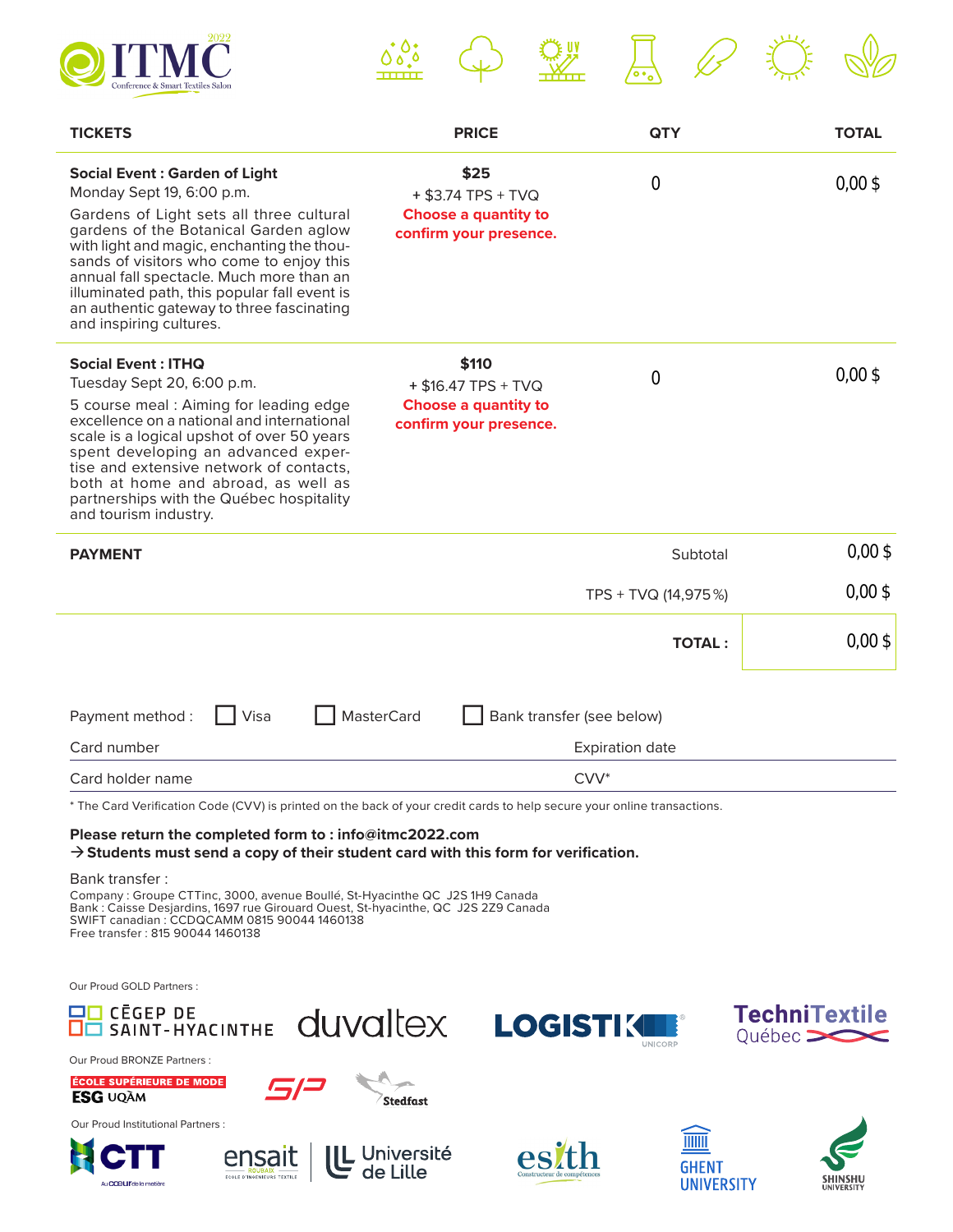| TICKETS | PRICE | QTY | TOTAL |
|---|---|---|---|
| **Social Event : Garden of Light**<br>Monday Sept 19, 6:00 p.m.<br>Gardens of Light sets all three cultural gardens of the Botanical Garden aglow with light and magic, enchanting the thousands of visitors who come to enjoy this annual fall spectacle. Much more than an illuminated path, this popular fall event is an authentic gateway to three fascinating and inspiring cultures. | **$25**<br>+ $3.74 TPS + TVQ<br>**Choose a quantity to confirm your presence.** | 0 | 0,00 $ |
| **Social Event : ITHQ**<br>Tuesday Sept 20, 6:00 p.m.<br>5 course meal : Aiming for leading edge excellence on a national and international scale is a logical upshot of over 50 years spent developing an advanced expertise and extensive network of contacts, both at home and abroad, as well as partnerships with the Québec hospitality and tourism industry. | **$110**<br>+ $16.47 TPS + TVQ<br>**Choose a quantity to confirm your presence.** | 0 | 0,00 $ |

| PAYMENT | | |
|---|---|---|
| | Subtotal | 0,00 $ |
| | TPS + TVQ (14,975 %) | 0,00 $ |
| | **TOTAL :** | 0,00 $ |

Payment method : ☐ Visa ☐ MasterCard ☐ Bank transfer (see below)

Card number | Expiration date

Card holder name | CVV*

\* The Card Verification Code (CVV) is printed on the back of your credit cards to help secure your online transactions.

**Please return the completed form to : info@itmc2022.com**
**→ Students must send a copy of their student card with this form for verification.**

Bank transfer :
Company : Groupe CTTinc, 3000, avenue Boullé, St-Hyacinthe QC J2S 1H9 Canada
Bank : Caisse Desjardins, 1697 rue Girouard Ouest, St-hyacinthe, QC J2S 2Z9 Canada
SWIFT canadian : CCDQCAMM 0815 90044 1460138
Free transfer : 815 90044 1460138

Our Proud GOLD Partners :

CÉGEP DE SAINT-HYACINTHE · duvaltex · LOGISTIK UNICORP · TechniTextile Québec

Our Proud BRONZE Partners :

ÉCOLE SUPÉRIEURE DE MODE ESG UQÀM · SP · Stedfast

Our Proud Institutional Partners :

CTT · ensait · Université de Lille · esith · GHENT UNIVERSITY · SHINSHU UNIVERSITY